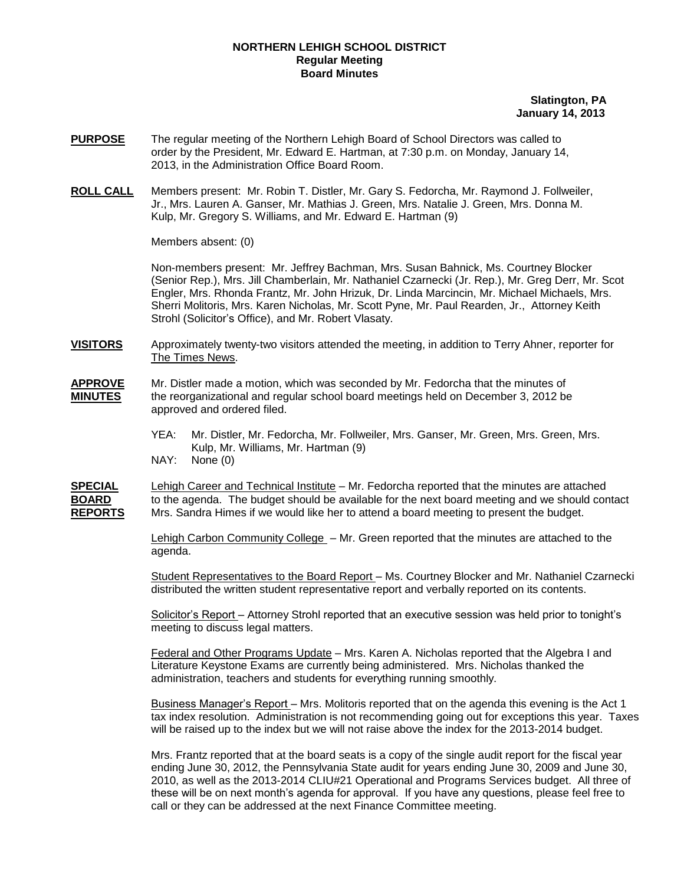**NORTHERN LEHIGH SCHOOL DISTRICT**
**Regular Meeting**
**Board Minutes**

**Slatington, PA**
**January 14, 2013**

**PURPOSE** The regular meeting of the Northern Lehigh Board of School Directors was called to order by the President, Mr. Edward E. Hartman, at 7:30 p.m. on Monday, January 14, 2013, in the Administration Office Board Room.

**ROLL CALL** Members present: Mr. Robin T. Distler, Mr. Gary S. Fedorcha, Mr. Raymond J. Follweiler, Jr., Mrs. Lauren A. Ganser, Mr. Mathias J. Green, Mrs. Natalie J. Green, Mrs. Donna M. Kulp, Mr. Gregory S. Williams, and Mr. Edward E. Hartman (9)

Members absent: (0)

Non-members present: Mr. Jeffrey Bachman, Mrs. Susan Bahnick, Ms. Courtney Blocker (Senior Rep.), Mrs. Jill Chamberlain, Mr. Nathaniel Czarnecki (Jr. Rep.), Mr. Greg Derr, Mr. Scot Engler, Mrs. Rhonda Frantz, Mr. John Hrizuk, Dr. Linda Marcincin, Mr. Michael Michaels, Mrs. Sherri Molitoris, Mrs. Karen Nicholas, Mr. Scott Pyne, Mr. Paul Rearden, Jr., Attorney Keith Strohl (Solicitor's Office), and Mr. Robert Vlasaty.

**VISITORS** Approximately twenty-two visitors attended the meeting, in addition to Terry Ahner, reporter for The Times News.

**APPROVE MINUTES** Mr. Distler made a motion, which was seconded by Mr. Fedorcha that the minutes of the reorganizational and regular school board meetings held on December 3, 2012 be approved and ordered filed.

YEA: Mr. Distler, Mr. Fedorcha, Mr. Follweiler, Mrs. Ganser, Mr. Green, Mrs. Green, Mrs. Kulp, Mr. Williams, Mr. Hartman (9)
NAY: None (0)

**SPECIAL BOARD REPORTS** Lehigh Career and Technical Institute – Mr. Fedorcha reported that the minutes are attached to the agenda. The budget should be available for the next board meeting and we should contact Mrs. Sandra Himes if we would like her to attend a board meeting to present the budget.

Lehigh Carbon Community College – Mr. Green reported that the minutes are attached to the agenda.

Student Representatives to the Board Report – Ms. Courtney Blocker and Mr. Nathaniel Czarnecki distributed the written student representative report and verbally reported on its contents.

Solicitor's Report – Attorney Strohl reported that an executive session was held prior to tonight's meeting to discuss legal matters.

Federal and Other Programs Update – Mrs. Karen A. Nicholas reported that the Algebra I and Literature Keystone Exams are currently being administered. Mrs. Nicholas thanked the administration, teachers and students for everything running smoothly.

Business Manager's Report – Mrs. Molitoris reported that on the agenda this evening is the Act 1 tax index resolution. Administration is not recommending going out for exceptions this year. Taxes will be raised up to the index but we will not raise above the index for the 2013-2014 budget.

Mrs. Frantz reported that at the board seats is a copy of the single audit report for the fiscal year ending June 30, 2012, the Pennsylvania State audit for years ending June 30, 2009 and June 30, 2010, as well as the 2013-2014 CLIU#21 Operational and Programs Services budget. All three of these will be on next month's agenda for approval. If you have any questions, please feel free to call or they can be addressed at the next Finance Committee meeting.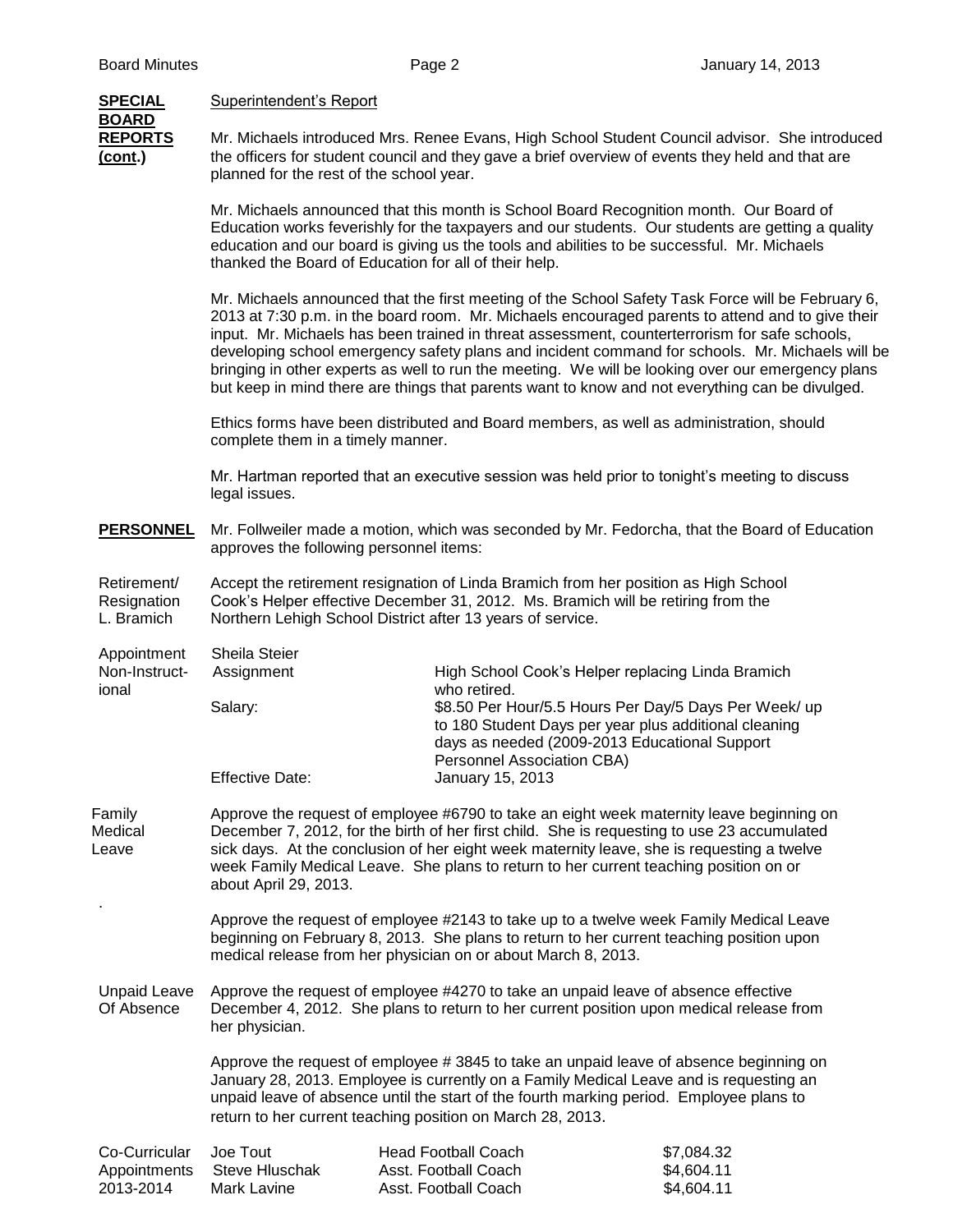**SPECIAL BOARD REPORTS (cont.)**

Superintendent's Report

Mr. Michaels introduced Mrs. Renee Evans, High School Student Council advisor. She introduced the officers for student council and they gave a brief overview of events they held and that are planned for the rest of the school year.

Mr. Michaels announced that this month is School Board Recognition month. Our Board of Education works feverishly for the taxpayers and our students. Our students are getting a quality education and our board is giving us the tools and abilities to be successful. Mr. Michaels thanked the Board of Education for all of their help.

Mr. Michaels announced that the first meeting of the School Safety Task Force will be February 6, 2013 at 7:30 p.m. in the board room. Mr. Michaels encouraged parents to attend and to give their input. Mr. Michaels has been trained in threat assessment, counterterrorism for safe schools, developing school emergency safety plans and incident command for schools. Mr. Michaels will be bringing in other experts as well to run the meeting. We will be looking over our emergency plans but keep in mind there are things that parents want to know and not everything can be divulged.

Ethics forms have been distributed and Board members, as well as administration, should complete them in a timely manner.

Mr. Hartman reported that an executive session was held prior to tonight's meeting to discuss legal issues.

**PERSONNEL**

Mr. Follweiler made a motion, which was seconded by Mr. Fedorcha, that the Board of Education approves the following personnel items:

Retirement/ Resignation L. Bramich

Accept the retirement resignation of Linda Bramich from her position as High School Cook's Helper effective December 31, 2012. Ms. Bramich will be retiring from the Northern Lehigh School District after 13 years of service.

Appointment Non-Instructional

Sheila Steier

| | |
|---|---|
| Assignment | High School Cook's Helper replacing Linda Bramich who retired. |
| Salary: | $8.50 Per Hour/5.5 Hours Per Day/5 Days Per Week/ up to 180 Student Days per year plus additional cleaning days as needed (2009-2013 Educational Support Personnel Association CBA) |
| Effective Date: | January 15, 2013 |

Family Medical Leave

Approve the request of employee #6790 to take an eight week maternity leave beginning on December 7, 2012, for the birth of her first child. She is requesting to use 23 accumulated sick days. At the conclusion of her eight week maternity leave, she is requesting a twelve week Family Medical Leave. She plans to return to her current teaching position on or about April 29, 2013.

Approve the request of employee #2143 to take up to a twelve week Family Medical Leave beginning on February 8, 2013. She plans to return to her current teaching position upon medical release from her physician on or about March 8, 2013.

Unpaid Leave Of Absence

Approve the request of employee #4270 to take an unpaid leave of absence effective December 4, 2012. She plans to return to her current position upon medical release from her physician.

Approve the request of employee # 3845 to take an unpaid leave of absence beginning on January 28, 2013. Employee is currently on a Family Medical Leave and is requesting an unpaid leave of absence until the start of the fourth marking period. Employee plans to return to her current teaching position on March 28, 2013.

Co-Curricular Appointments 2013-2014

| | | |
|---|---|---|
| Joe Tout | Head Football Coach | $7,084.32 |
| Steve Hluschak | Asst. Football Coach | $4,604.11 |
| Mark Lavine | Asst. Football Coach | $4,604.11 |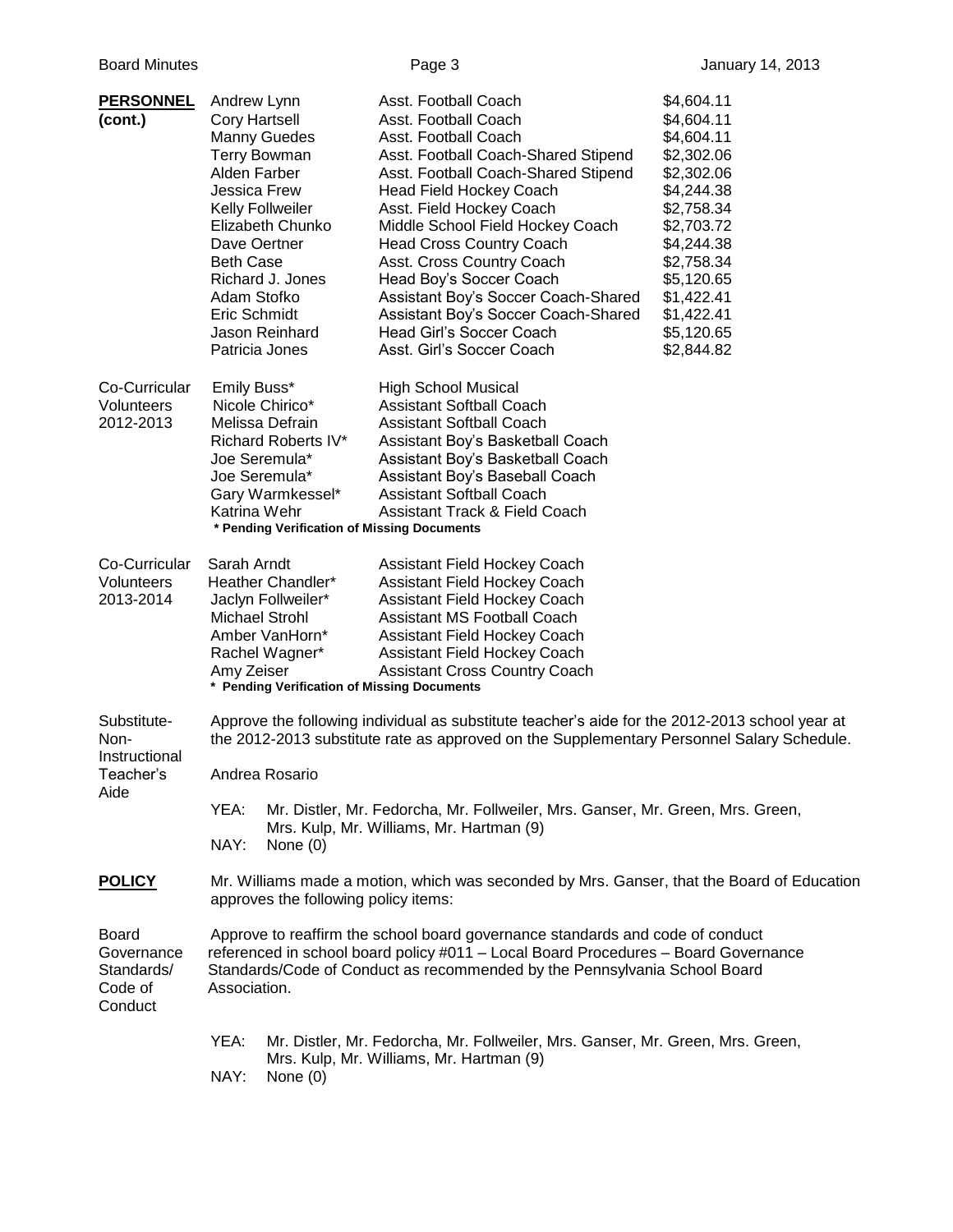**PERSONNEL (cont.)**

| Name | Position | Stipend |
|---|---|---|
| Andrew Lynn | Asst. Football Coach | $4,604.11 |
| Cory Hartsell | Asst. Football Coach | $4,604.11 |
| Manny Guedes | Asst. Football Coach | $4,604.11 |
| Terry Bowman | Asst. Football Coach-Shared Stipend | $2,302.06 |
| Alden Farber | Asst. Football Coach-Shared Stipend | $2,302.06 |
| Jessica Frew | Head Field Hockey Coach | $4,244.38 |
| Kelly Follweiler | Asst. Field Hockey Coach | $2,758.34 |
| Elizabeth Chunko | Middle School Field Hockey Coach | $2,703.72 |
| Dave Oertner | Head Cross Country Coach | $4,244.38 |
| Beth Case | Asst. Cross Country Coach | $2,758.34 |
| Richard J. Jones | Head Boy's Soccer Coach | $5,120.65 |
| Adam Stofko | Assistant Boy's Soccer Coach-Shared | $1,422.41 |
| Eric Schmidt | Assistant Boy's Soccer Coach-Shared | $1,422.41 |
| Jason Reinhard | Head Girl's Soccer Coach | $5,120.65 |
| Patricia Jones | Asst. Girl's Soccer Coach | $2,844.82 |

**Co-Curricular Volunteers 2012-2013**

| Name | Position |
|---|---|
| Emily Buss* | High School Musical |
| Nicole Chirico* | Assistant Softball Coach |
| Melissa Defrain | Assistant Softball Coach |
| Richard Roberts IV* | Assistant Boy's Basketball Coach |
| Joe Seremula* | Assistant Boy's Basketball Coach |
| Joe Seremula* | Assistant Boy's Baseball Coach |
| Gary Warmkessel* | Assistant Softball Coach |
| Katrina Wehr | Assistant Track & Field Coach |

**\* Pending Verification of Missing Documents**

**Co-Curricular Volunteers 2013-2014**

| Name | Position |
|---|---|
| Sarah Arndt | Assistant Field Hockey Coach |
| Heather Chandler* | Assistant Field Hockey Coach |
| Jaclyn Follweiler* | Assistant Field Hockey Coach |
| Michael Strohl | Assistant MS Football Coach |
| Amber VanHorn* | Assistant Field Hockey Coach |
| Rachel Wagner* | Assistant Field Hockey Coach |
| Amy Zeiser | Assistant Cross Country Coach |

**\* Pending Verification of Missing Documents**

**Substitute-Non-Instructional Teacher's Aide**

Approve the following individual as substitute teacher's aide for the 2012-2013 school year at the 2012-2013 substitute rate as approved on the Supplementary Personnel Salary Schedule.

Andrea Rosario

YEA: Mr. Distler, Mr. Fedorcha, Mr. Follweiler, Mrs. Ganser, Mr. Green, Mrs. Green, Mrs. Kulp, Mr. Williams, Mr. Hartman (9)
NAY: None (0)

**POLICY**

Mr. Williams made a motion, which was seconded by Mrs. Ganser, that the Board of Education approves the following policy items:

**Board Governance Standards/ Code of Conduct**

Approve to reaffirm the school board governance standards and code of conduct referenced in school board policy #011 – Local Board Procedures – Board Governance Standards/Code of Conduct as recommended by the Pennsylvania School Board Association.

YEA: Mr. Distler, Mr. Fedorcha, Mr. Follweiler, Mrs. Ganser, Mr. Green, Mrs. Green, Mrs. Kulp, Mr. Williams, Mr. Hartman (9)
NAY: None (0)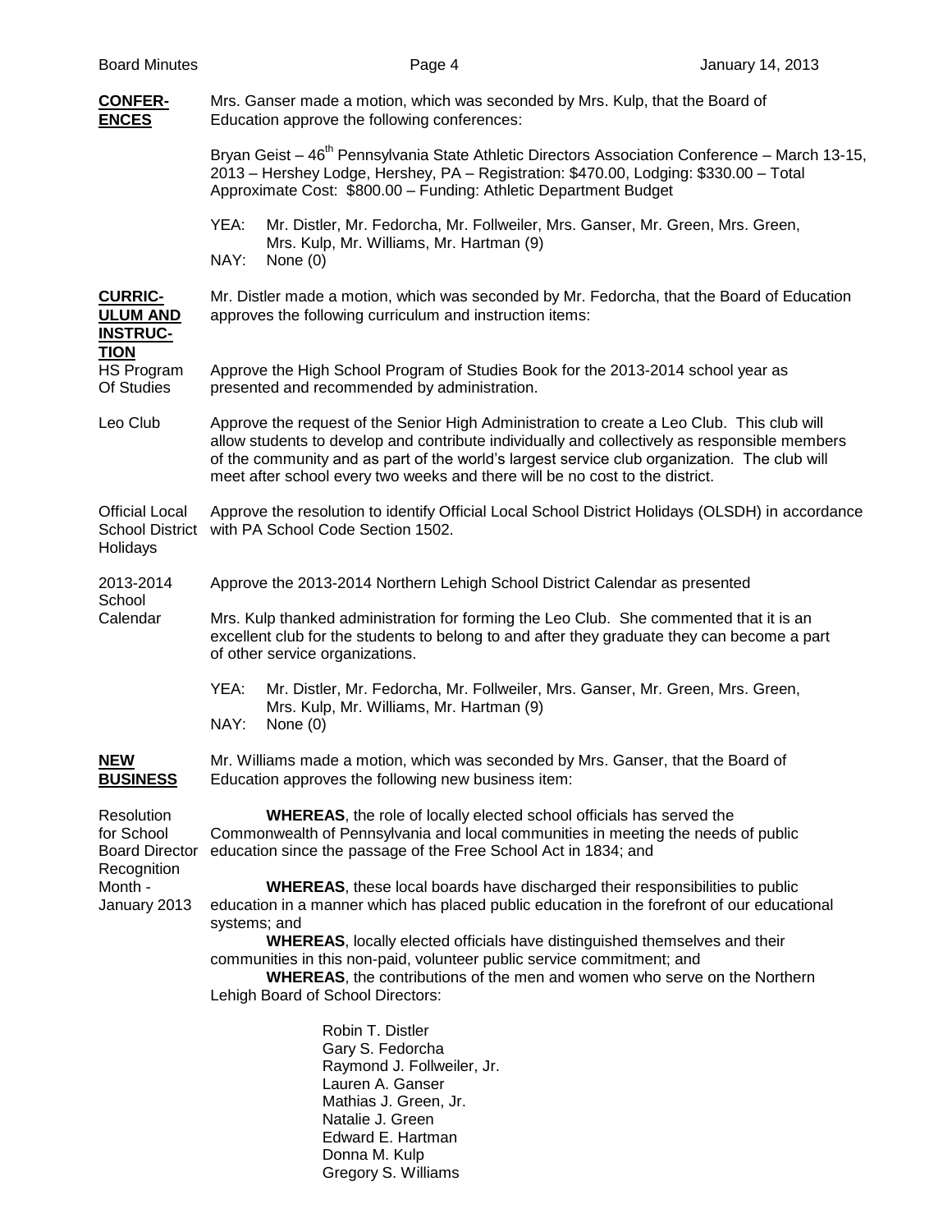**CONFER-ENCES**

Mrs. Ganser made a motion, which was seconded by Mrs. Kulp, that the Board of Education approve the following conferences:

Bryan Geist – 46th Pennsylvania State Athletic Directors Association Conference – March 13-15, 2013 – Hershey Lodge, Hershey, PA – Registration: $470.00, Lodging: $330.00 – Total Approximate Cost: $800.00 – Funding: Athletic Department Budget

YEA: Mr. Distler, Mr. Fedorcha, Mr. Follweiler, Mrs. Ganser, Mr. Green, Mrs. Green, Mrs. Kulp, Mr. Williams, Mr. Hartman (9)
NAY: None (0)

**CURRIC-ULUM AND INSTRUC-TION**

Mr. Distler made a motion, which was seconded by Mr. Fedorcha, that the Board of Education approves the following curriculum and instruction items:

HS Program Of Studies

Approve the High School Program of Studies Book for the 2013-2014 school year as presented and recommended by administration.

Leo Club

Approve the request of the Senior High Administration to create a Leo Club. This club will allow students to develop and contribute individually and collectively as responsible members of the community and as part of the world's largest service club organization. The club will meet after school every two weeks and there will be no cost to the district.

Official Local School District Holidays

Approve the resolution to identify Official Local School District Holidays (OLSDH) in accordance with PA School Code Section 1502.

2013-2014 School Calendar

Approve the 2013-2014 Northern Lehigh School District Calendar as presented

Mrs. Kulp thanked administration for forming the Leo Club. She commented that it is an excellent club for the students to belong to and after they graduate they can become a part of other service organizations.

YEA: Mr. Distler, Mr. Fedorcha, Mr. Follweiler, Mrs. Ganser, Mr. Green, Mrs. Green, Mrs. Kulp, Mr. Williams, Mr. Hartman (9)
NAY: None (0)

**NEW BUSINESS**

Mr. Williams made a motion, which was seconded by Mrs. Ganser, that the Board of Education approves the following new business item:

Resolution for School Board Director Recognition Month - January 2013

**WHEREAS**, the role of locally elected school officials has served the Commonwealth of Pennsylvania and local communities in meeting the needs of public education since the passage of the Free School Act in 1834; and

**WHEREAS**, these local boards have discharged their responsibilities to public education in a manner which has placed public education in the forefront of our educational systems; and

**WHEREAS**, locally elected officials have distinguished themselves and their communities in this non-paid, volunteer public service commitment; and

**WHEREAS**, the contributions of the men and women who serve on the Northern Lehigh Board of School Directors:

Robin T. Distler
Gary S. Fedorcha
Raymond J. Follweiler, Jr.
Lauren A. Ganser
Mathias J. Green, Jr.
Natalie J. Green
Edward E. Hartman
Donna M. Kulp
Gregory S. Williams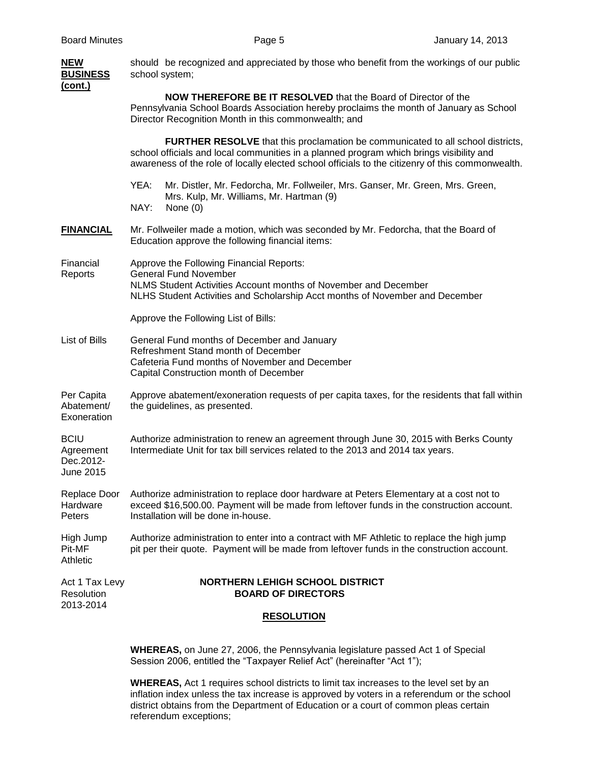**NEW BUSINESS (cont.)**

should be recognized and appreciated by those who benefit from the workings of our public school system;

**NOW THEREFORE BE IT RESOLVED** that the Board of Director of the Pennsylvania School Boards Association hereby proclaims the month of January as School Director Recognition Month in this commonwealth; and

**FURTHER RESOLVE** that this proclamation be communicated to all school districts, school officials and local communities in a planned program which brings visibility and awareness of the role of locally elected school officials to the citizenry of this commonwealth.

YEA: Mr. Distler, Mr. Fedorcha, Mr. Follweiler, Mrs. Ganser, Mr. Green, Mrs. Green, Mrs. Kulp, Mr. Williams, Mr. Hartman (9)
NAY: None (0)

**FINANCIAL**

Mr. Follweiler made a motion, which was seconded by Mr. Fedorcha, that the Board of Education approve the following financial items:

Financial Reports

Approve the Following Financial Reports:
General Fund November
NLMS Student Activities Account months of November and December
NLHS Student Activities and Scholarship Acct months of November and December

Approve the Following List of Bills:

List of Bills

General Fund months of December and January
Refreshment Stand month of December
Cafeteria Fund months of November and December
Capital Construction month of December

Per Capita Abatement/ Exoneration

Approve abatement/exoneration requests of per capita taxes, for the residents that fall within the guidelines, as presented.

BCIU Agreement Dec.2012-June 2015

Authorize administration to renew an agreement through June 30, 2015 with Berks County Intermediate Unit for tax bill services related to the 2013 and 2014 tax years.

Replace Door Hardware Peters

Authorize administration to replace door hardware at Peters Elementary at a cost not to exceed $16,500.00. Payment will be made from leftover funds in the construction account. Installation will be done in-house.

High Jump Pit-MF Athletic

Authorize administration to enter into a contract with MF Athletic to replace the high jump pit per their quote. Payment will be made from leftover funds in the construction account.

Act 1 Tax Levy Resolution 2013-2014

**NORTHERN LEHIGH SCHOOL DISTRICT**
**BOARD OF DIRECTORS**

**RESOLUTION**

**WHEREAS,** on June 27, 2006, the Pennsylvania legislature passed Act 1 of Special Session 2006, entitled the "Taxpayer Relief Act" (hereinafter "Act 1");

**WHEREAS,** Act 1 requires school districts to limit tax increases to the level set by an inflation index unless the tax increase is approved by voters in a referendum or the school district obtains from the Department of Education or a court of common pleas certain referendum exceptions;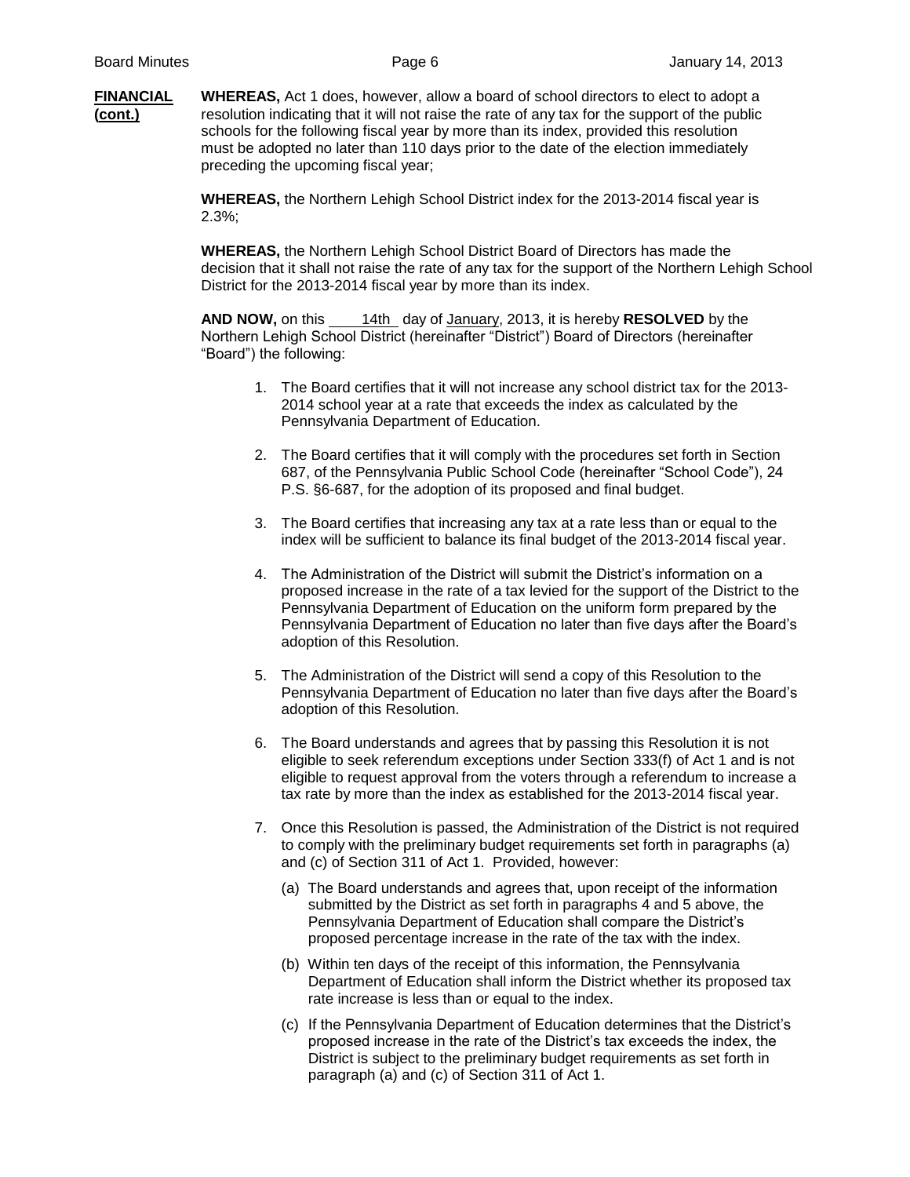**FINANCIAL (cont.)**

**WHEREAS,** Act 1 does, however, allow a board of school directors to elect to adopt a resolution indicating that it will not raise the rate of any tax for the support of the public schools for the following fiscal year by more than its index, provided this resolution must be adopted no later than 110 days prior to the date of the election immediately preceding the upcoming fiscal year;

**WHEREAS,** the Northern Lehigh School District index for the 2013-2014 fiscal year is 2.3%;

**WHEREAS,** the Northern Lehigh School District Board of Directors has made the decision that it shall not raise the rate of any tax for the support of the Northern Lehigh School District for the 2013-2014 fiscal year by more than its index.

**AND NOW,** on this 14th day of January, 2013, it is hereby **RESOLVED** by the Northern Lehigh School District (hereinafter "District") Board of Directors (hereinafter "Board") the following:

1. The Board certifies that it will not increase any school district tax for the 2013-2014 school year at a rate that exceeds the index as calculated by the Pennsylvania Department of Education.

2. The Board certifies that it will comply with the procedures set forth in Section 687, of the Pennsylvania Public School Code (hereinafter "School Code"), 24 P.S. §6-687, for the adoption of its proposed and final budget.

3. The Board certifies that increasing any tax at a rate less than or equal to the index will be sufficient to balance its final budget of the 2013-2014 fiscal year.

4. The Administration of the District will submit the District's information on a proposed increase in the rate of a tax levied for the support of the District to the Pennsylvania Department of Education on the uniform form prepared by the Pennsylvania Department of Education no later than five days after the Board's adoption of this Resolution.

5. The Administration of the District will send a copy of this Resolution to the Pennsylvania Department of Education no later than five days after the Board's adoption of this Resolution.

6. The Board understands and agrees that by passing this Resolution it is not eligible to seek referendum exceptions under Section 333(f) of Act 1 and is not eligible to request approval from the voters through a referendum to increase a tax rate by more than the index as established for the 2013-2014 fiscal year.

7. Once this Resolution is passed, the Administration of the District is not required to comply with the preliminary budget requirements set forth in paragraphs (a) and (c) of Section 311 of Act 1. Provided, however:

   (a) The Board understands and agrees that, upon receipt of the information submitted by the District as set forth in paragraphs 4 and 5 above, the Pennsylvania Department of Education shall compare the District's proposed percentage increase in the rate of the tax with the index.

   (b) Within ten days of the receipt of this information, the Pennsylvania Department of Education shall inform the District whether its proposed tax rate increase is less than or equal to the index.

   (c) If the Pennsylvania Department of Education determines that the District's proposed increase in the rate of the District's tax exceeds the index, the District is subject to the preliminary budget requirements as set forth in paragraph (a) and (c) of Section 311 of Act 1.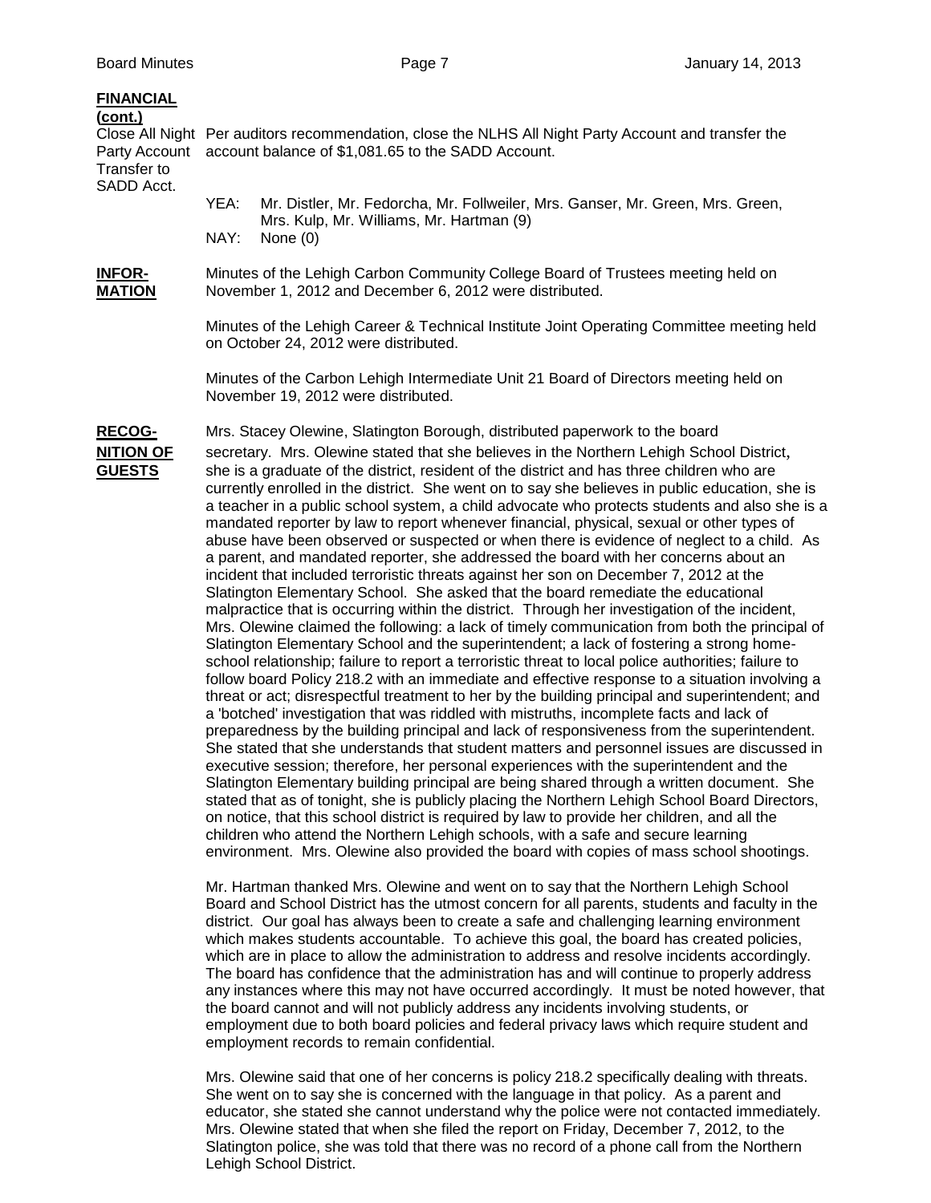**FINANCIAL (cont.)**

Close All Night Party Account Transfer to SADD Acct.

Per auditors recommendation, close the NLHS All Night Party Account and transfer the account balance of $1,081.65 to the SADD Account.

YEA: Mr. Distler, Mr. Fedorcha, Mr. Follweiler, Mrs. Ganser, Mr. Green, Mrs. Green, Mrs. Kulp, Mr. Williams, Mr. Hartman (9)
NAY: None (0)

**INFORMATION**

Minutes of the Lehigh Carbon Community College Board of Trustees meeting held on November 1, 2012 and December 6, 2012 were distributed.

Minutes of the Lehigh Career & Technical Institute Joint Operating Committee meeting held on October 24, 2012 were distributed.

Minutes of the Carbon Lehigh Intermediate Unit 21 Board of Directors meeting held on November 19, 2012 were distributed.

**RECOGNITION OF GUESTS**

Mrs. Stacey Olewine, Slatington Borough, distributed paperwork to the board secretary. Mrs. Olewine stated that she believes in the Northern Lehigh School District**,** she is a graduate of the district, resident of the district and has three children who are currently enrolled in the district. She went on to say she believes in public education, she is a teacher in a public school system, a child advocate who protects students and also she is a mandated reporter by law to report whenever financial, physical, sexual or other types of abuse have been observed or suspected or when there is evidence of neglect to a child. As a parent, and mandated reporter, she addressed the board with her concerns about an incident that included terroristic threats against her son on December 7, 2012 at the Slatington Elementary School. She asked that the board remediate the educational malpractice that is occurring within the district. Through her investigation of the incident, Mrs. Olewine claimed the following: a lack of timely communication from both the principal of Slatington Elementary School and the superintendent; a lack of fostering a strong home-school relationship; failure to report a terroristic threat to local police authorities; failure to follow board Policy 218.2 with an immediate and effective response to a situation involving a threat or act; disrespectful treatment to her by the building principal and superintendent; and a 'botched' investigation that was riddled with mistruths, incomplete facts and lack of preparedness by the building principal and lack of responsiveness from the superintendent. She stated that she understands that student matters and personnel issues are discussed in executive session; therefore, her personal experiences with the superintendent and the Slatington Elementary building principal are being shared through a written document. She stated that as of tonight, she is publicly placing the Northern Lehigh School Board Directors, on notice, that this school district is required by law to provide her children, and all the children who attend the Northern Lehigh schools, with a safe and secure learning environment. Mrs. Olewine also provided the board with copies of mass school shootings.

Mr. Hartman thanked Mrs. Olewine and went on to say that the Northern Lehigh School Board and School District has the utmost concern for all parents, students and faculty in the district. Our goal has always been to create a safe and challenging learning environment which makes students accountable. To achieve this goal, the board has created policies, which are in place to allow the administration to address and resolve incidents accordingly. The board has confidence that the administration has and will continue to properly address any instances where this may not have occurred accordingly. It must be noted however, that the board cannot and will not publicly address any incidents involving students, or employment due to both board policies and federal privacy laws which require student and employment records to remain confidential.

Mrs. Olewine said that one of her concerns is policy 218.2 specifically dealing with threats. She went on to say she is concerned with the language in that policy. As a parent and educator, she stated she cannot understand why the police were not contacted immediately. Mrs. Olewine stated that when she filed the report on Friday, December 7, 2012, to the Slatington police, she was told that there was no record of a phone call from the Northern Lehigh School District.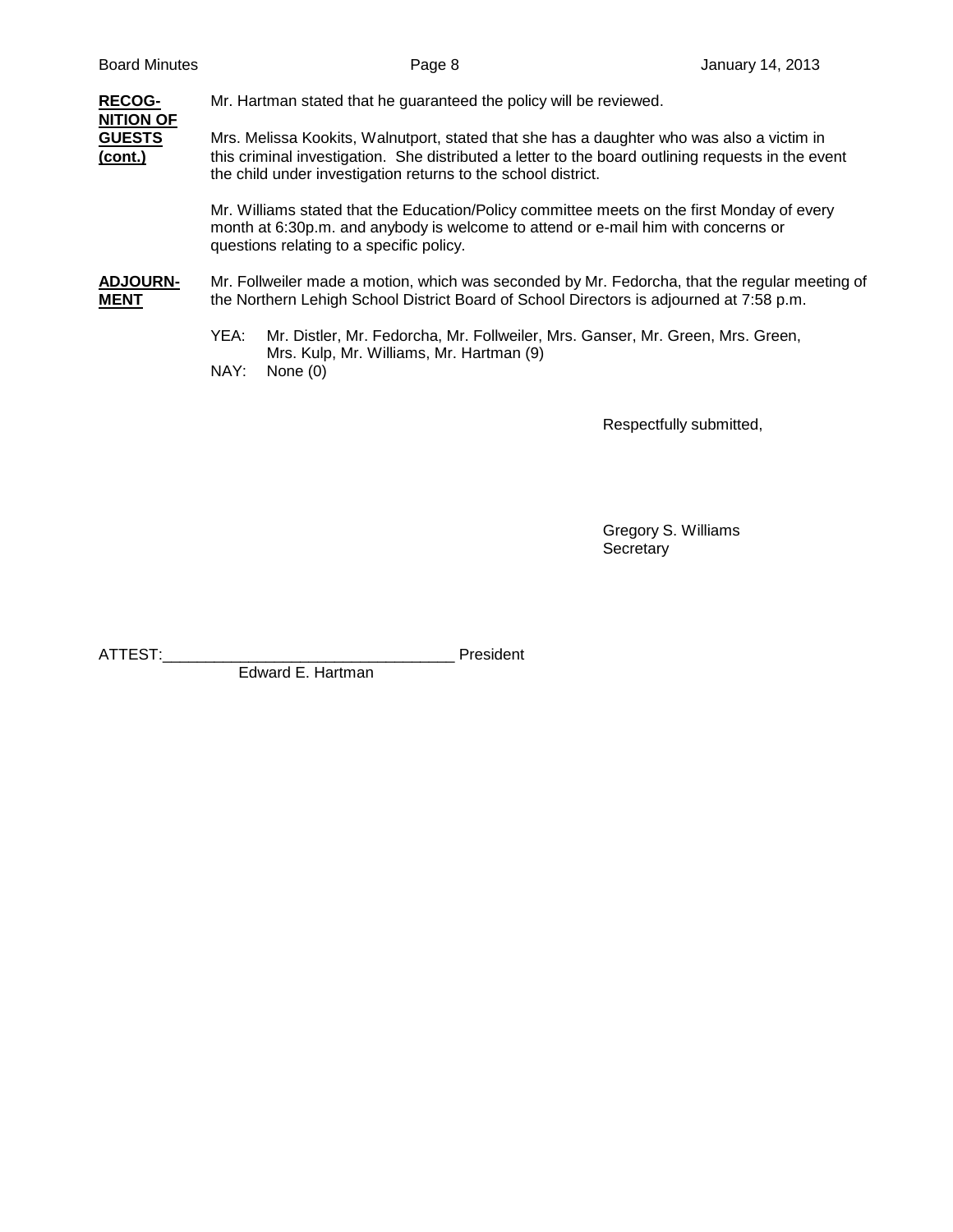**RECOG-NITION OF GUESTS (cont.)**

Mr. Hartman stated that he guaranteed the policy will be reviewed.

Mrs. Melissa Kookits, Walnutport, stated that she has a daughter who was also a victim in this criminal investigation. She distributed a letter to the board outlining requests in the event the child under investigation returns to the school district.

Mr. Williams stated that the Education/Policy committee meets on the first Monday of every month at 6:30p.m. and anybody is welcome to attend or e-mail him with concerns or questions relating to a specific policy.

**ADJOURN-MENT**

Mr. Follweiler made a motion, which was seconded by Mr. Fedorcha, that the regular meeting of the Northern Lehigh School District Board of School Directors is adjourned at 7:58 p.m.

YEA: Mr. Distler, Mr. Fedorcha, Mr. Follweiler, Mrs. Ganser, Mr. Green, Mrs. Green, Mrs. Kulp, Mr. Williams, Mr. Hartman (9)
NAY: None (0)

Respectfully submitted,

Gregory S. Williams
Secretary

ATTEST:_________________________________ President
Edward E. Hartman